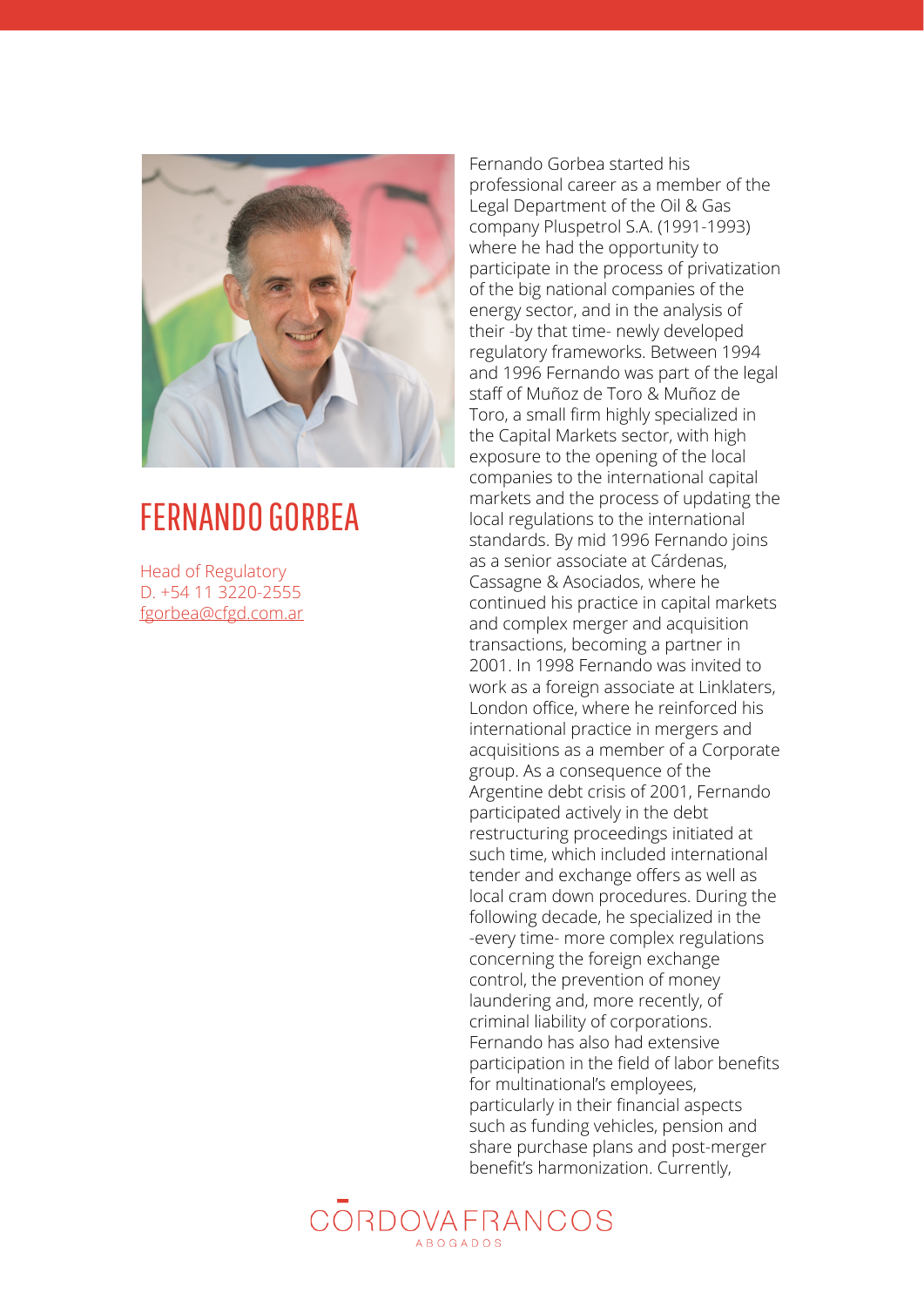# FERNANDO GORBEA

Head of Regulatory
D. +54 11 3220-2555
fgorbea@cfgd.com.ar

Fernando Gorbea started his professional career as a member of the Legal Department of the Oil & Gas company Pluspetrol S.A. (1991-1993) where he had the opportunity to participate in the process of privatization of the big national companies of the energy sector, and in the analysis of their -by that time- newly developed regulatory frameworks. Between 1994 and 1996 Fernando was part of the legal staff of Muñoz de Toro & Muñoz de Toro, a small firm highly specialized in the Capital Markets sector, with high exposure to the opening of the local companies to the international capital markets and the process of updating the local regulations to the international standards. By mid 1996 Fernando joins as a senior associate at Cárdenas, Cassagne & Asociados, where he continued his practice in capital markets and complex merger and acquisition transactions, becoming a partner in 2001. In 1998 Fernando was invited to work as a foreign associate at Linklaters, London office, where he reinforced his international practice in mergers and acquisitions as a member of a Corporate group. As a consequence of the Argentine debt crisis of 2001, Fernando participated actively in the debt restructuring proceedings initiated at such time, which included international tender and exchange offers as well as local cram down procedures. During the following decade, he specialized in the -every time- more complex regulations concerning the foreign exchange control, the prevention of money laundering and, more recently, of criminal liability of corporations. Fernando has also had extensive participation in the field of labor benefits for multinational's employees, particularly in their financial aspects such as funding vehicles, pension and share purchase plans and post-merger benefit's harmonization. Currently,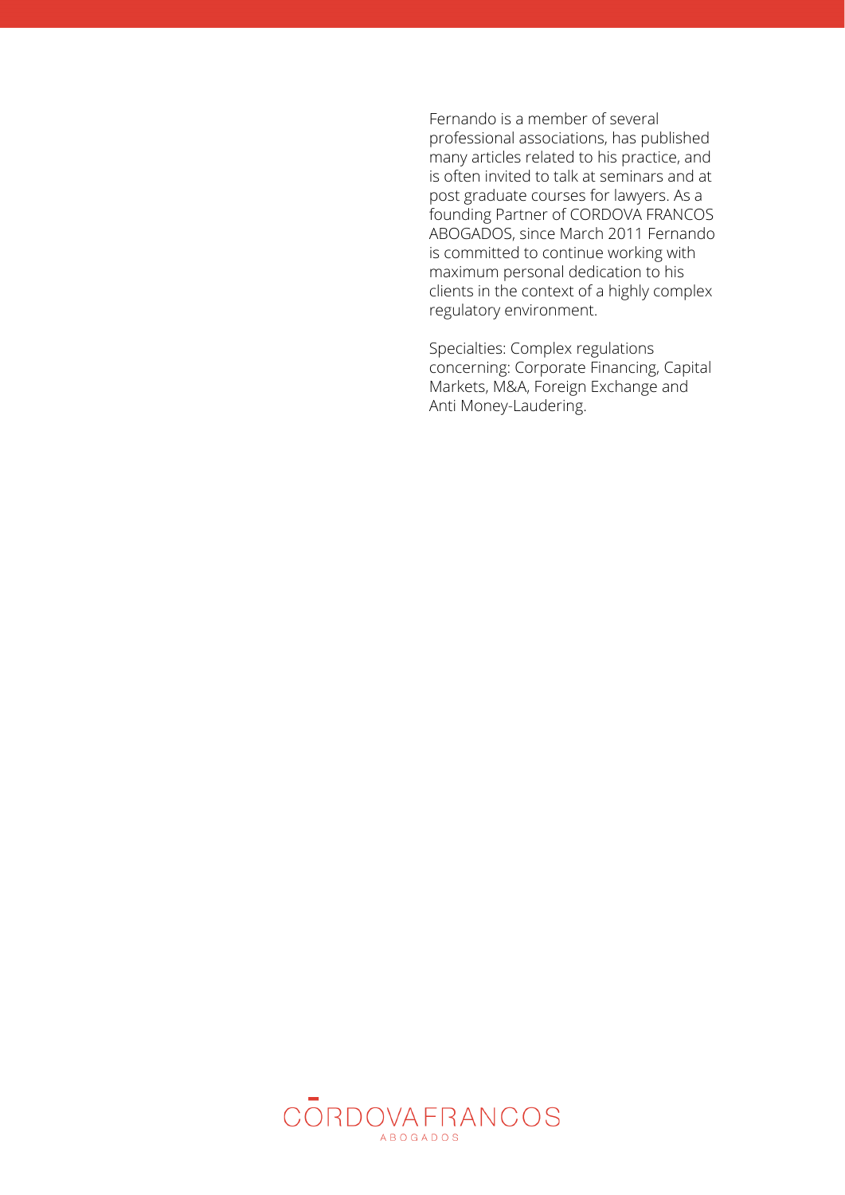Fernando is a member of several professional associations, has published many articles related to his practice, and is often invited to talk at seminars and at post graduate courses for lawyers. As a founding Partner of CORDOVA FRANCOS ABOGADOS, since March 2011 Fernando is committed to continue working with maximum personal dedication to his clients in the context of a highly complex regulatory environment.

Specialties: Complex regulations concerning: Corporate Financing, Capital Markets, M&A, Foreign Exchange and Anti Money-Laudering.